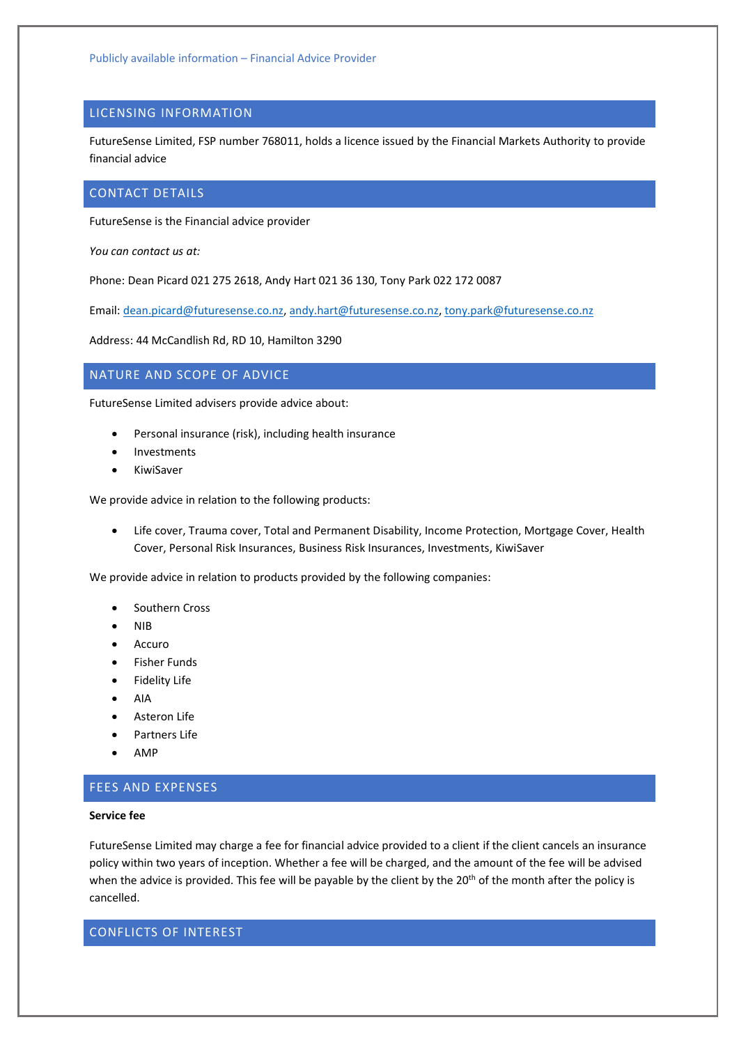Publicly available information – Financial Advice Provider

## LICENSING INFORMATION

FutureSense Limited, FSP number 768011, holds a licence issued by the Financial Markets Authority to provide financial advice

## CONTACT DETAILS

FutureSense is the Financial advice provider

*You can contact us at:*

Phone: Dean Picard 021 275 2618, Andy Hart 021 36 130, Tony Park 022 172 0087

Email: dean.picard@futuresense.co.nz, andy.hart@futuresense.co.nz, tony.park@futuresense.co.nz

Address: 44 McCandlish Rd, RD 10, Hamilton 3290

## NATURE AND SCOPE OF ADVICE

FutureSense Limited advisers provide advice about:

- Personal insurance (risk), including health insurance
- Investments
- KiwiSaver

We provide advice in relation to the following products:

- Life cover, Trauma cover, Total and Permanent Disability, Income Protection, Mortgage Cover, Health Cover, Personal Risk Insurances, Business Risk Insurances, Investments, KiwiSaver

We provide advice in relation to products provided by the following companies:

- Southern Cross
- NIB
- Accuro
- Fisher Funds
- Fidelity Life
- AIA
- Asteron Life
- Partners Life
- AMP

## FEES AND EXPENSES

**Service fee**

FutureSense Limited may charge a fee for financial advice provided to a client if the client cancels an insurance policy within two years of inception. Whether a fee will be charged, and the amount of the fee will be advised when the advice is provided. This fee will be payable by the client by the 20th of the month after the policy is cancelled.

## CONFLICTS OF INTEREST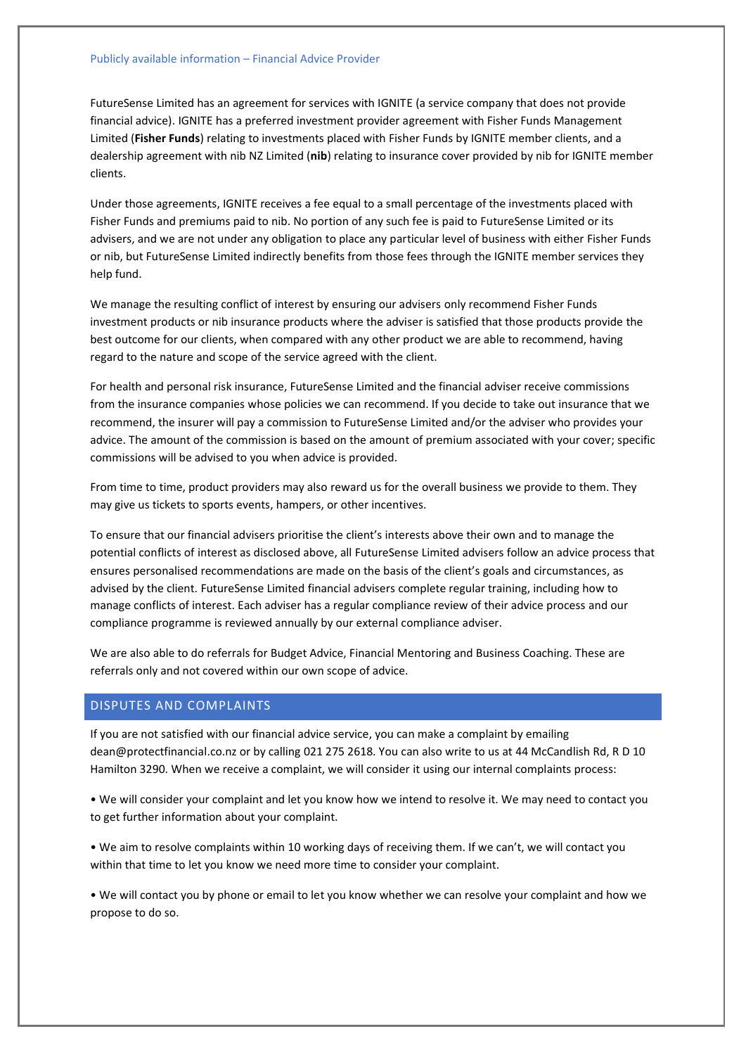FutureSense Limited has an agreement for services with IGNITE (a service company that does not provide financial advice). IGNITE has a preferred investment provider agreement with Fisher Funds Management Limited (**Fisher Funds**) relating to investments placed with Fisher Funds by IGNITE member clients, and a dealership agreement with nib NZ Limited (**nib**) relating to insurance cover provided by nib for IGNITE member clients.

Under those agreements, IGNITE receives a fee equal to a small percentage of the investments placed with Fisher Funds and premiums paid to nib. No portion of any such fee is paid to FutureSense Limited or its advisers, and we are not under any obligation to place any particular level of business with either Fisher Funds or nib, but FutureSense Limited indirectly benefits from those fees through the IGNITE member services they help fund.

We manage the resulting conflict of interest by ensuring our advisers only recommend Fisher Funds investment products or nib insurance products where the adviser is satisfied that those products provide the best outcome for our clients, when compared with any other product we are able to recommend, having regard to the nature and scope of the service agreed with the client.

For health and personal risk insurance, FutureSense Limited and the financial adviser receive commissions from the insurance companies whose policies we can recommend. If you decide to take out insurance that we recommend, the insurer will pay a commission to FutureSense Limited and/or the adviser who provides your advice. The amount of the commission is based on the amount of premium associated with your cover; specific commissions will be advised to you when advice is provided.

From time to time, product providers may also reward us for the overall business we provide to them. They may give us tickets to sports events, hampers, or other incentives.

To ensure that our financial advisers prioritise the client's interests above their own and to manage the potential conflicts of interest as disclosed above, all FutureSense Limited advisers follow an advice process that ensures personalised recommendations are made on the basis of the client's goals and circumstances, as advised by the client. FutureSense Limited financial advisers complete regular training, including how to manage conflicts of interest. Each adviser has a regular compliance review of their advice process and our compliance programme is reviewed annually by our external compliance adviser.

We are also able to do referrals for Budget Advice, Financial Mentoring and Business Coaching. These are referrals only and not covered within our own scope of advice.

## DISPUTES AND COMPLAINTS

If you are not satisfied with our financial advice service, you can make a complaint by emailing dean@protectfinancial.co.nz or by calling 021 275 2618. You can also write to us at 44 McCandlish Rd, R D 10 Hamilton 3290. When we receive a complaint, we will consider it using our internal complaints process:

- We will consider your complaint and let you know how we intend to resolve it. We may need to contact you to get further information about your complaint.
- We aim to resolve complaints within 10 working days of receiving them. If we can't, we will contact you within that time to let you know we need more time to consider your complaint.
- We will contact you by phone or email to let you know whether we can resolve your complaint and how we propose to do so.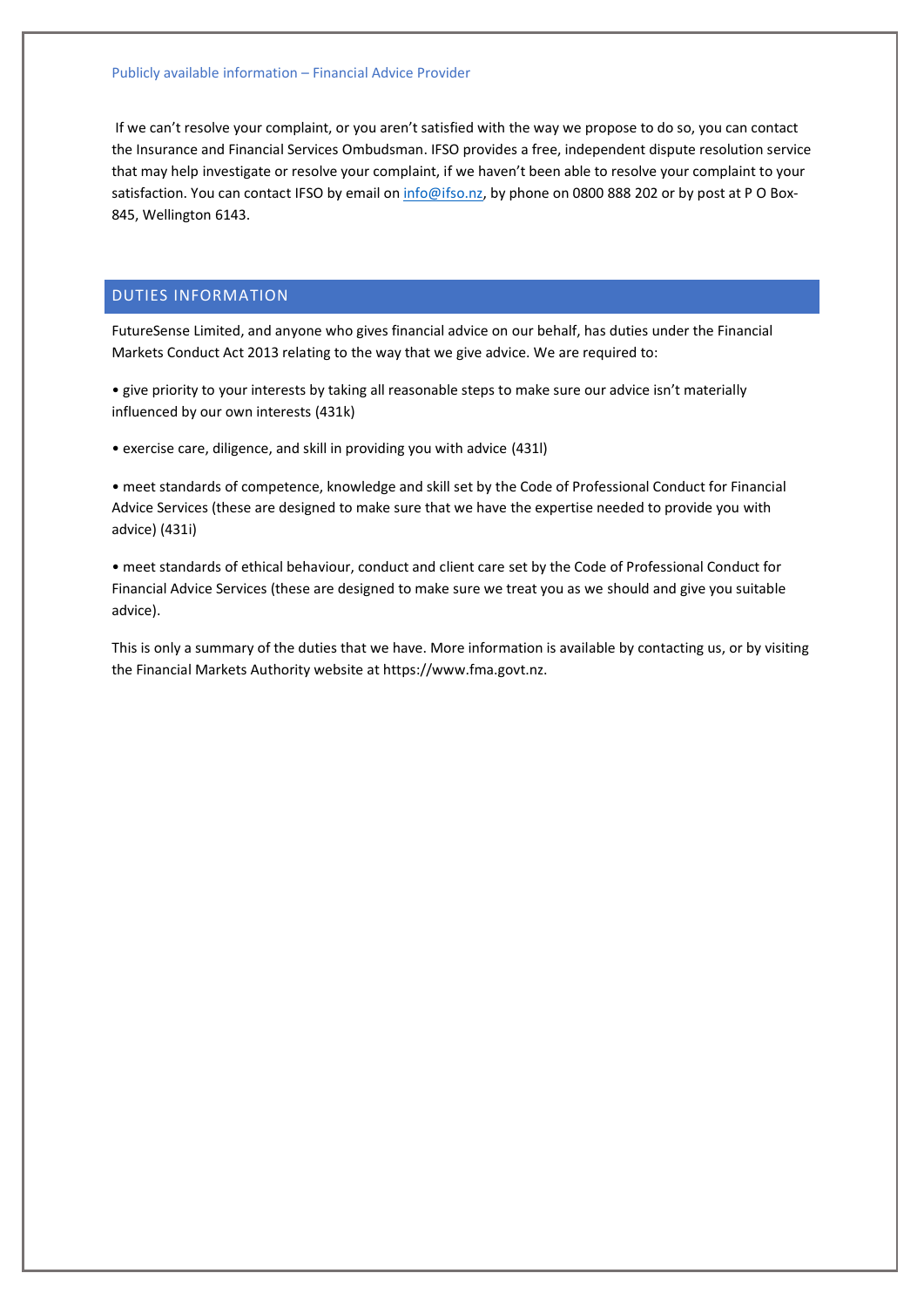If we can't resolve your complaint, or you aren't satisfied with the way we propose to do so, you can contact the Insurance and Financial Services Ombudsman. IFSO provides a free, independent dispute resolution service that may help investigate or resolve your complaint, if we haven't been able to resolve your complaint to your satisfaction. You can contact IFSO by email on info@ifso.nz, by phone on 0800 888 202 or by post at P O Box-845, Wellington 6143.

## DUTIES INFORMATION

FutureSense Limited, and anyone who gives financial advice on our behalf, has duties under the Financial Markets Conduct Act 2013 relating to the way that we give advice. We are required to:

• give priority to your interests by taking all reasonable steps to make sure our advice isn't materially influenced by our own interests (431k)

• exercise care, diligence, and skill in providing you with advice (431l)

• meet standards of competence, knowledge and skill set by the Code of Professional Conduct for Financial Advice Services (these are designed to make sure that we have the expertise needed to provide you with advice) (431i)

• meet standards of ethical behaviour, conduct and client care set by the Code of Professional Conduct for Financial Advice Services (these are designed to make sure we treat you as we should and give you suitable advice).

This is only a summary of the duties that we have. More information is available by contacting us, or by visiting the Financial Markets Authority website at https://www.fma.govt.nz.